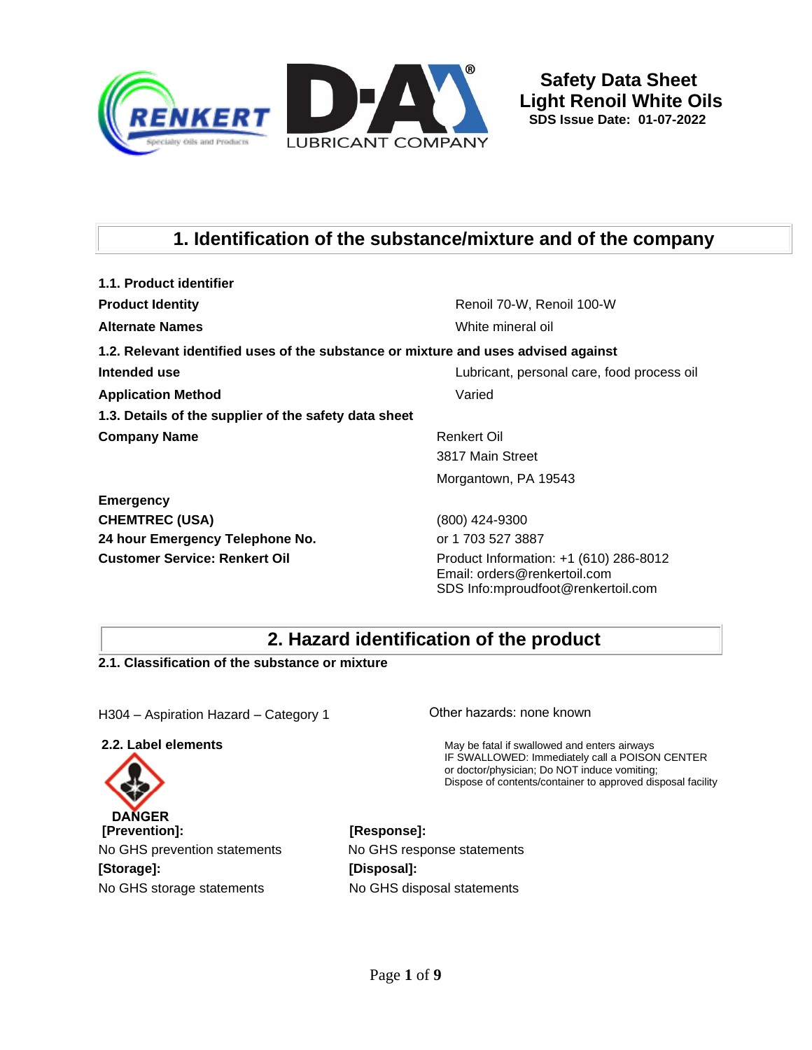# Safety Data Sheet
# Light Renoil White Oils
**SDS Issue Date: 01-07-2022**

## 1. Identification of the substance/mixture and of the company

**1.1. Product identifier**

| | |
|---|---|
| **Product Identity** | Renoil 70-W, Renoil 100-W |
| **Alternate Names** | White mineral oil |

**1.2. Relevant identified uses of the substance or mixture and uses advised against**

| | |
|---|---|
| **Intended use** | Lubricant, personal care, food process oil |
| **Application Method** | Varied |

**1.3. Details of the supplier of the safety data sheet**

| | |
|---|---|
| **Company Name** | Renkert Oil<br>3817 Main Street<br>Morgantown, PA 19543 |
| **Emergency** | |
| **CHEMTREC (USA)** | (800) 424-9300 |
| **24 hour Emergency Telephone No.** | or 1 703 527 3887 |
| **Customer Service: Renkert Oil** | Product Information: +1 (610) 286-8012<br>Email: orders@renkertoil.com<br>SDS Info:mproudfoot@renkertoil.com |

## 2. Hazard identification of the product

**2.1. Classification of the substance or mixture**

H304 – Aspiration Hazard – Category 1

Other hazards: none known

**2.2. Label elements**

DANGER

May be fatal if swallowed and enters airways
IF SWALLOWED: Immediately call a POISON CENTER or doctor/physician; Do NOT induce vomiting;
Dispose of contents/container to approved disposal facility

**[Prevention]:**
No GHS prevention statements

**[Response]:**
No GHS response statements

**[Storage]:**
No GHS storage statements

**[Disposal]:**
No GHS disposal statements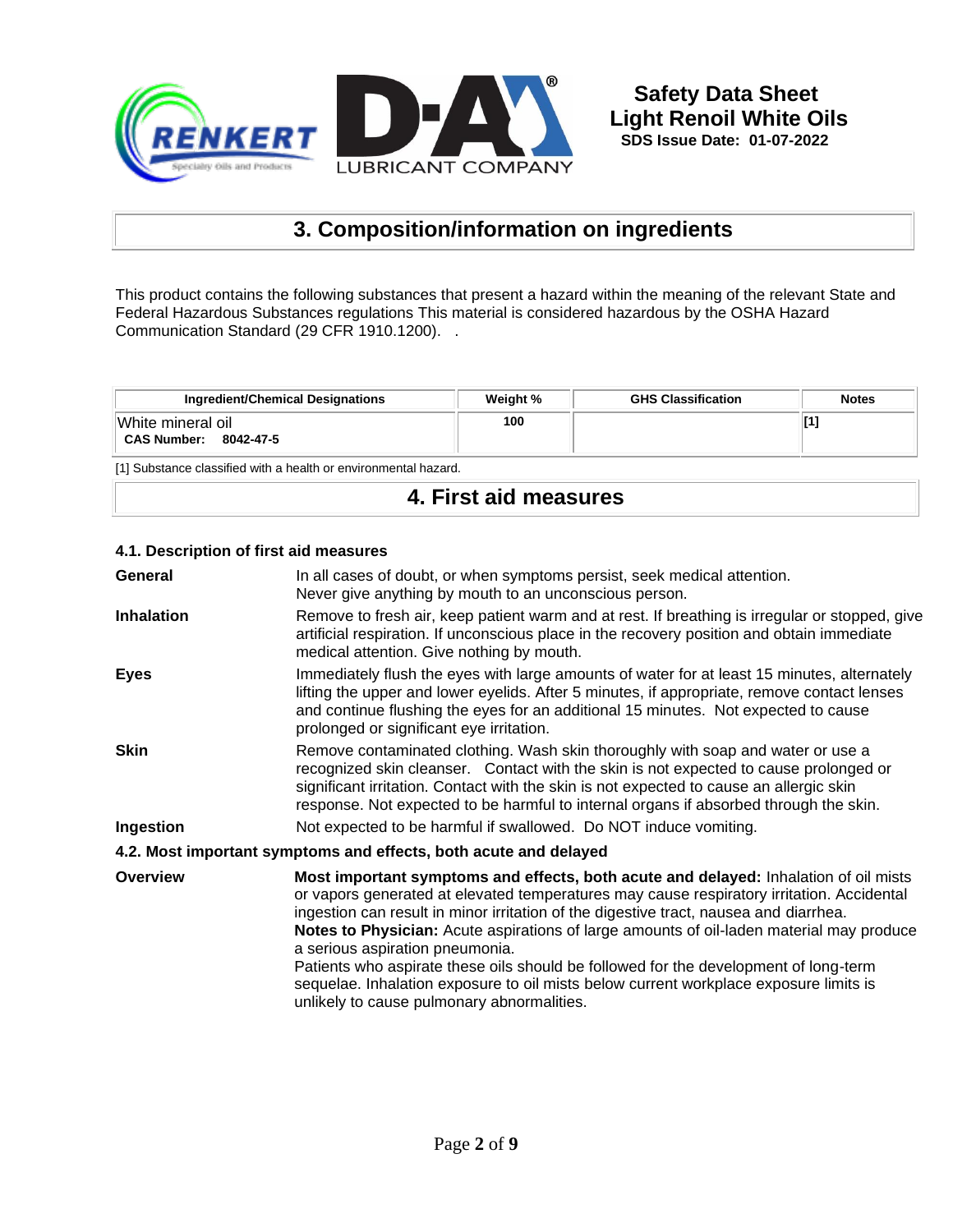## 3. Composition/information on ingredients

This product contains the following substances that present a hazard within the meaning of the relevant State and Federal Hazardous Substances regulations This material is considered hazardous by the OSHA Hazard Communication Standard (29 CFR 1910.1200).   .

| Ingredient/Chemical Designations | Weight % | GHS Classification | Notes |
|---|---|---|---|
| White mineral oil<br>**CAS Number: 8042-47-5** | **100** | | **[1]** |

[1] Substance classified with a health or environmental hazard.

## 4. First aid measures

### 4.1. Description of first aid measures

**General**
In all cases of doubt, or when symptoms persist, seek medical attention.
Never give anything by mouth to an unconscious person.

**Inhalation**
Remove to fresh air, keep patient warm and at rest. If breathing is irregular or stopped, give artificial respiration. If unconscious place in the recovery position and obtain immediate medical attention. Give nothing by mouth.

**Eyes**
Immediately flush the eyes with large amounts of water for at least 15 minutes, alternately lifting the upper and lower eyelids. After 5 minutes, if appropriate, remove contact lenses and continue flushing the eyes for an additional 15 minutes.  Not expected to cause prolonged or significant eye irritation.

**Skin**
Remove contaminated clothing. Wash skin thoroughly with soap and water or use a recognized skin cleanser.   Contact with the skin is not expected to cause prolonged or significant irritation. Contact with the skin is not expected to cause an allergic skin response. Not expected to be harmful to internal organs if absorbed through the skin.

**Ingestion**
Not expected to be harmful if swallowed.  Do NOT induce vomiting.

### 4.2. Most important symptoms and effects, both acute and delayed

**Overview**
**Most important symptoms and effects, both acute and delayed:** Inhalation of oil mists or vapors generated at elevated temperatures may cause respiratory irritation. Accidental ingestion can result in minor irritation of the digestive tract, nausea and diarrhea.
**Notes to Physician:** Acute aspirations of large amounts of oil-laden material may produce a serious aspiration pneumonia.
Patients who aspirate these oils should be followed for the development of long-term sequelae. Inhalation exposure to oil mists below current workplace exposure limits is unlikely to cause pulmonary abnormalities.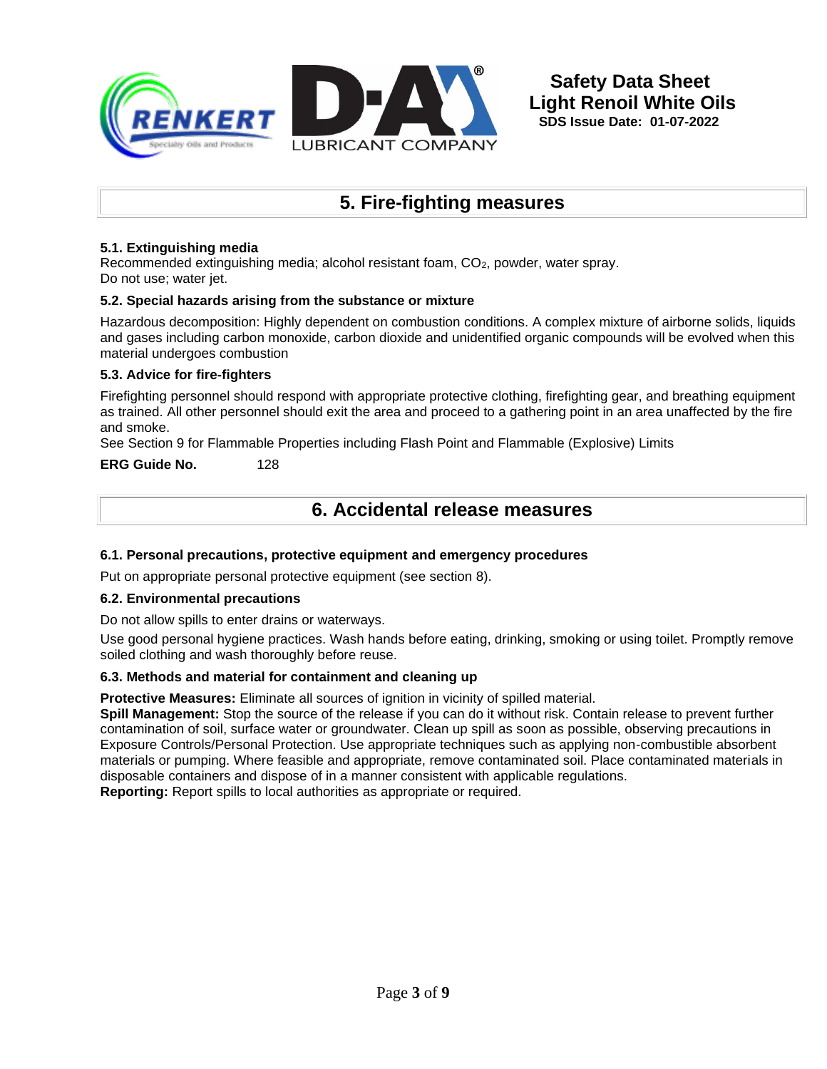## 5. Fire-fighting measures

### 5.1. Extinguishing media

Recommended extinguishing media; alcohol resistant foam, $CO_2$, powder, water spray.
Do not use; water jet.

### 5.2. Special hazards arising from the substance or mixture

Hazardous decomposition: Highly dependent on combustion conditions. A complex mixture of airborne solids, liquids and gases including carbon monoxide, carbon dioxide and unidentified organic compounds will be evolved when this material undergoes combustion

### 5.3. Advice for fire-fighters

Firefighting personnel should respond with appropriate protective clothing, firefighting gear, and breathing equipment as trained. All other personnel should exit the area and proceed to a gathering point in an area unaffected by the fire and smoke.
See Section 9 for Flammable Properties including Flash Point and Flammable (Explosive) Limits

**ERG Guide No.** 128

## 6. Accidental release measures

### 6.1. Personal precautions, protective equipment and emergency procedures

Put on appropriate personal protective equipment (see section 8).

### 6.2. Environmental precautions

Do not allow spills to enter drains or waterways.

Use good personal hygiene practices. Wash hands before eating, drinking, smoking or using toilet. Promptly remove soiled clothing and wash thoroughly before reuse.

### 6.3. Methods and material for containment and cleaning up

**Protective Measures:** Eliminate all sources of ignition in vicinity of spilled material.
**Spill Management:** Stop the source of the release if you can do it without risk. Contain release to prevent further contamination of soil, surface water or groundwater. Clean up spill as soon as possible, observing precautions in Exposure Controls/Personal Protection. Use appropriate techniques such as applying non-combustible absorbent materials or pumping. Where feasible and appropriate, remove contaminated soil. Place contaminated materials in disposable containers and dispose of in a manner consistent with applicable regulations.
**Reporting:** Report spills to local authorities as appropriate or required.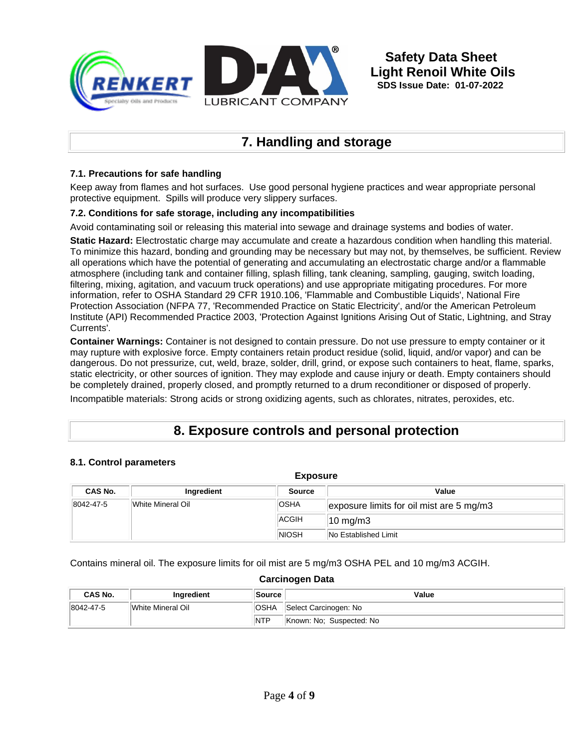## 7. Handling and storage

### 7.1. Precautions for safe handling

Keep away from flames and hot surfaces. Use good personal hygiene practices and wear appropriate personal protective equipment. Spills will produce very slippery surfaces.

### 7.2. Conditions for safe storage, including any incompatibilities

Avoid contaminating soil or releasing this material into sewage and drainage systems and bodies of water.

**Static Hazard:** Electrostatic charge may accumulate and create a hazardous condition when handling this material. To minimize this hazard, bonding and grounding may be necessary but may not, by themselves, be sufficient. Review all operations which have the potential of generating and accumulating an electrostatic charge and/or a flammable atmosphere (including tank and container filling, splash filling, tank cleaning, sampling, gauging, switch loading, filtering, mixing, agitation, and vacuum truck operations) and use appropriate mitigating procedures. For more information, refer to OSHA Standard 29 CFR 1910.106, 'Flammable and Combustible Liquids', National Fire Protection Association (NFPA 77, 'Recommended Practice on Static Electricity', and/or the American Petroleum Institute (API) Recommended Practice 2003, 'Protection Against Ignitions Arising Out of Static, Lightning, and Stray Currents'.

**Container Warnings:** Container is not designed to contain pressure. Do not use pressure to empty container or it may rupture with explosive force. Empty containers retain product residue (solid, liquid, and/or vapor) and can be dangerous. Do not pressurize, cut, weld, braze, solder, drill, grind, or expose such containers to heat, flame, sparks, static electricity, or other sources of ignition. They may explode and cause injury or death. Empty containers should be completely drained, properly closed, and promptly returned to a drum reconditioner or disposed of properly.

Incompatible materials: Strong acids or strong oxidizing agents, such as chlorates, nitrates, peroxides, etc.

## 8. Exposure controls and personal protection

### 8.1. Control parameters

**Exposure**

| CAS No. | Ingredient | Source | Value |
|---|---|---|---|
| 8042-47-5 | White Mineral Oil | OSHA | exposure limits for oil mist are 5 mg/m3 |
| | | ACGIH | 10 mg/m3 |
| | | NIOSH | No Established Limit |

Contains mineral oil. The exposure limits for oil mist are 5 mg/m3 OSHA PEL and 10 mg/m3 ACGIH.

**Carcinogen Data**

| CAS No. | Ingredient | Source | Value |
|---|---|---|---|
| 8042-47-5 | White Mineral Oil | OSHA | Select Carcinogen: No |
| | | NTP | Known: No; Suspected: No |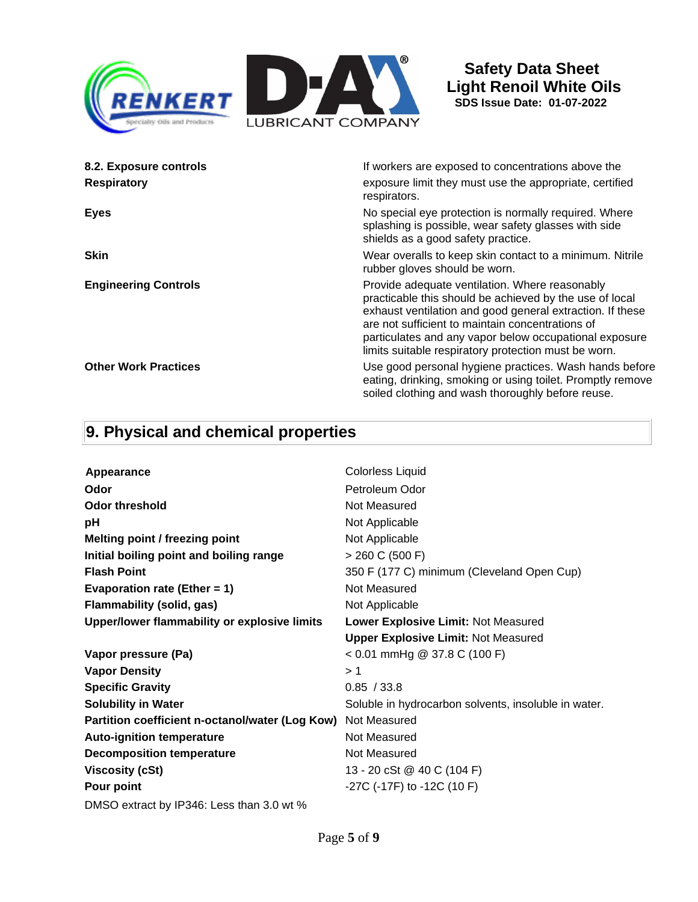### 8.2. Exposure controls

| | |
|---|---|
| **Respiratory** | If workers are exposed to concentrations above the exposure limit they must use the appropriate, certified respirators. |
| **Eyes** | No special eye protection is normally required. Where splashing is possible, wear safety glasses with side shields as a good safety practice. |
| **Skin** | Wear overalls to keep skin contact to a minimum. Nitrile rubber gloves should be worn. |
| **Engineering Controls** | Provide adequate ventilation. Where reasonably practicable this should be achieved by the use of local exhaust ventilation and good general extraction. If these are not sufficient to maintain concentrations of particulates and any vapor below occupational exposure limits suitable respiratory protection must be worn. |
| **Other Work Practices** | Use good personal hygiene practices. Wash hands before eating, drinking, smoking or using toilet. Promptly remove soiled clothing and wash thoroughly before reuse. |

## 9. Physical and chemical properties

| | |
|---|---|
| **Appearance** | Colorless Liquid |
| **Odor** | Petroleum Odor |
| **Odor threshold** | Not Measured |
| **pH** | Not Applicable |
| **Melting point / freezing point** | Not Applicable |
| **Initial boiling point and boiling range** | > 260 C (500 F) |
| **Flash Point** | 350 F (177 C) minimum (Cleveland Open Cup) |
| **Evaporation rate (Ether = 1)** | Not Measured |
| **Flammability (solid, gas)** | Not Applicable |
| **Upper/lower flammability or explosive limits** | **Lower Explosive Limit:** Not Measured<br>**Upper Explosive Limit:** Not Measured |
| **Vapor pressure (Pa)** | < 0.01 mmHg @ 37.8 C (100 F) |
| **Vapor Density** | > 1 |
| **Specific Gravity** | 0.85 / 33.8 |
| **Solubility in Water** | Soluble in hydrocarbon solvents, insoluble in water. |
| **Partition coefficient n-octanol/water (Log Kow)** | Not Measured |
| **Auto-ignition temperature** | Not Measured |
| **Decomposition temperature** | Not Measured |
| **Viscosity (cSt)** | 13 - 20 cSt @ 40 C (104 F) |
| **Pour point** | -27C (-17F) to -12C (10 F) |

DMSO extract by IP346: Less than 3.0 wt %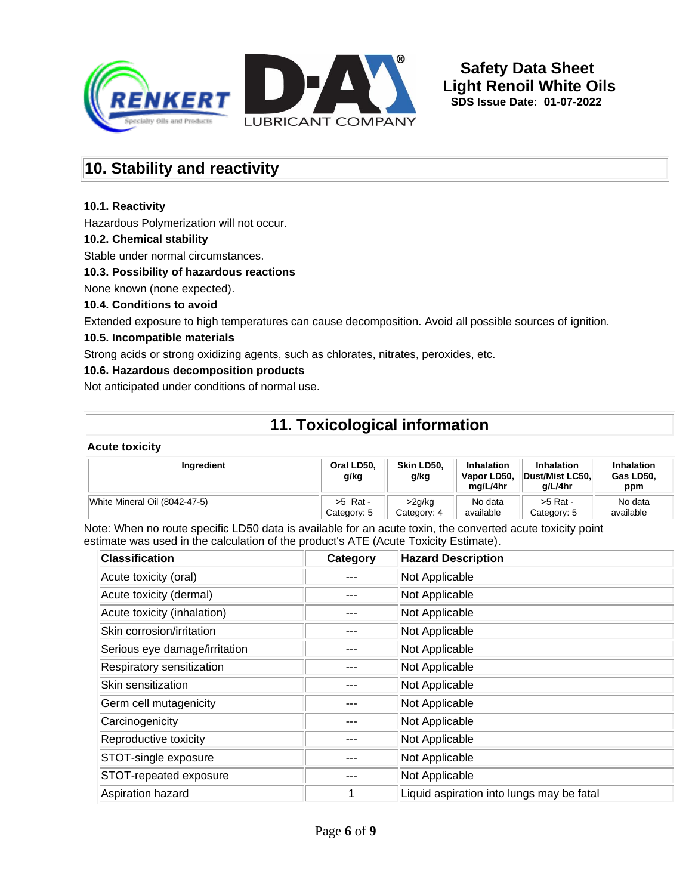## 10. Stability and reactivity

**10.1. Reactivity**

Hazardous Polymerization will not occur.

**10.2. Chemical stability**

Stable under normal circumstances.

**10.3. Possibility of hazardous reactions**

None known (none expected).

**10.4. Conditions to avoid**

Extended exposure to high temperatures can cause decomposition. Avoid all possible sources of ignition.

**10.5. Incompatible materials**

Strong acids or strong oxidizing agents, such as chlorates, nitrates, peroxides, etc.

**10.6. Hazardous decomposition products**

Not anticipated under conditions of normal use.

## 11. Toxicological information

**Acute toxicity**

| Ingredient | Oral LD50, g/kg | Skin LD50, g/kg | Inhalation Vapor LD50, mg/L/4hr | Inhalation Dust/Mist LC50, g/L/4hr | Inhalation Gas LD50, ppm |
|---|---|---|---|---|---|
| White Mineral Oil (8042-47-5) | >5 Rat - Category: 5 | >2g/kg Category: 4 | No data available | >5 Rat - Category: 5 | No data available |

Note: When no route specific LD50 data is available for an acute toxin, the converted acute toxicity point estimate was used in the calculation of the product's ATE (Acute Toxicity Estimate).

| Classification | Category | Hazard Description |
|---|---|---|
| Acute toxicity (oral) | --- | Not Applicable |
| Acute toxicity (dermal) | --- | Not Applicable |
| Acute toxicity (inhalation) | --- | Not Applicable |
| Skin corrosion/irritation | --- | Not Applicable |
| Serious eye damage/irritation | --- | Not Applicable |
| Respiratory sensitization | --- | Not Applicable |
| Skin sensitization | --- | Not Applicable |
| Germ cell mutagenicity | --- | Not Applicable |
| Carcinogenicity | --- | Not Applicable |
| Reproductive toxicity | --- | Not Applicable |
| STOT-single exposure | --- | Not Applicable |
| STOT-repeated exposure | --- | Not Applicable |
| Aspiration hazard | 1 | Liquid aspiration into lungs may be fatal |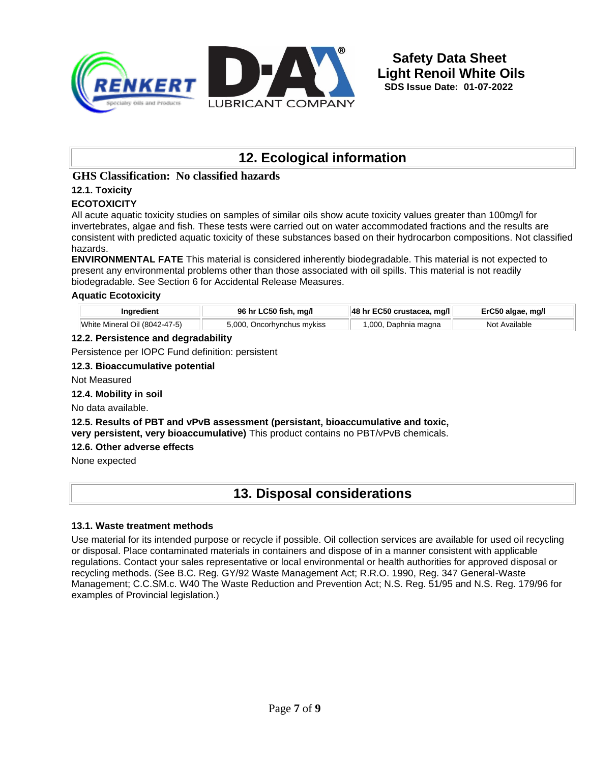## 12. Ecological information

**GHS Classification: No classified hazards**

### 12.1. Toxicity

**ECOTOXICITY**

All acute aquatic toxicity studies on samples of similar oils show acute toxicity values greater than 100mg/l for invertebrates, algae and fish. These tests were carried out on water accommodated fractions and the results are consistent with predicted aquatic toxicity of these substances based on their hydrocarbon compositions. Not classified hazards.

**ENVIRONMENTAL FATE** This material is considered inherently biodegradable. This material is not expected to present any environmental problems other than those associated with oil spills. This material is not readily biodegradable. See Section 6 for Accidental Release Measures.

**Aquatic Ecotoxicity**

| Ingredient | 96 hr LC50 fish, mg/l | 48 hr EC50 crustacea, mg/l | ErC50 algae, mg/l |
|---|---|---|---|
| White Mineral Oil (8042-47-5) | 5,000, Oncorhynchus mykiss | 1,000, Daphnia magna | Not Available |

### 12.2. Persistence and degradability

Persistence per IOPC Fund definition: persistent

### 12.3. Bioaccumulative potential

Not Measured

### 12.4. Mobility in soil

No data available.

**12.5. Results of PBT and vPvB assessment (persistant, bioaccumulative and toxic, very persistent, very bioaccumulative)** This product contains no PBT/vPvB chemicals.

### 12.6. Other adverse effects

None expected

## 13. Disposal considerations

### 13.1. Waste treatment methods

Use material for its intended purpose or recycle if possible. Oil collection services are available for used oil recycling or disposal. Place contaminated materials in containers and dispose of in a manner consistent with applicable regulations. Contact your sales representative or local environmental or health authorities for approved disposal or recycling methods. (See B.C. Reg. GY/92 Waste Management Act; R.R.O. 1990, Reg. 347 General-Waste Management; C.C.SM.c. W40 The Waste Reduction and Prevention Act; N.S. Reg. 51/95 and N.S. Reg. 179/96 for examples of Provincial legislation.)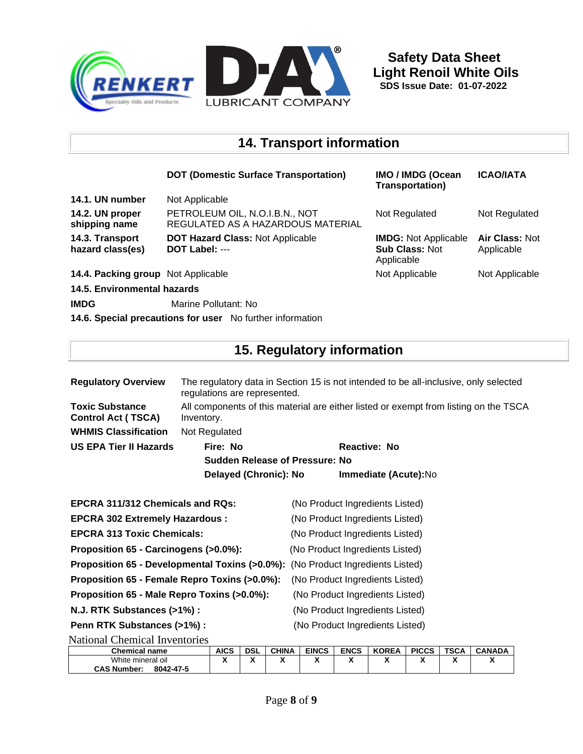## 14. Transport information

| | DOT (Domestic Surface Transportation) | IMO / IMDG (Ocean Transportation) | ICAO/IATA |
|---|---|---|---|
| **14.1. UN number** | Not Applicable | | |
| **14.2. UN proper shipping name** | PETROLEUM OIL, N.O.I.B.N., NOT REGULATED AS A HAZARDOUS MATERIAL | Not Regulated | Not Regulated |
| **14.3. Transport hazard class(es)** | **DOT Hazard Class:** Not Applicable<br>**DOT Label:** --- | **IMDG:** Not Applicable<br>**Sub Class:** Not Applicable | **Air Class:** Not Applicable |
| **14.4. Packing group** | Not Applicable | Not Applicable | Not Applicable |

**14.5. Environmental hazards**

**IMDG** Marine Pollutant: No

**14.6. Special precautions for user** No further information

## 15. Regulatory information

**Regulatory Overview** The regulatory data in Section 15 is not intended to be all-inclusive, only selected regulations are represented.

**Toxic Substance Control Act ( TSCA)** All components of this material are either listed or exempt from listing on the TSCA Inventory.

**WHMIS Classification** Not Regulated

**US EPA Tier II Hazards**
- **Fire: No**
- **Reactive: No**
- **Sudden Release of Pressure: No**
- **Delayed (Chronic): No**
- **Immediate (Acute):** No

| | |
|---|---|
| **EPCRA 311/312 Chemicals and RQs:** | (No Product Ingredients Listed) |
| **EPCRA 302 Extremely Hazardous :** | (No Product Ingredients Listed) |
| **EPCRA 313 Toxic Chemicals:** | (No Product Ingredients Listed) |
| **Proposition 65 - Carcinogens (>0.0%):** | (No Product Ingredients Listed) |
| **Proposition 65 - Developmental Toxins (>0.0%):** | (No Product Ingredients Listed) |
| **Proposition 65 - Female Repro Toxins (>0.0%):** | (No Product Ingredients Listed) |
| **Proposition 65 - Male Repro Toxins (>0.0%):** | (No Product Ingredients Listed) |
| **N.J. RTK Substances (>1%) :** | (No Product Ingredients Listed) |
| **Penn RTK Substances (>1%) :** | (No Product Ingredients Listed) |

National Chemical Inventories

| Chemical name | AICS | DSL | CHINA | EINCS | ENCS | KOREA | PICCS | TSCA | CANADA |
|---|---|---|---|---|---|---|---|---|---|
| White mineral oil<br>**CAS Number: 8042-47-5** | X | X | X | X | X | X | X | X | X |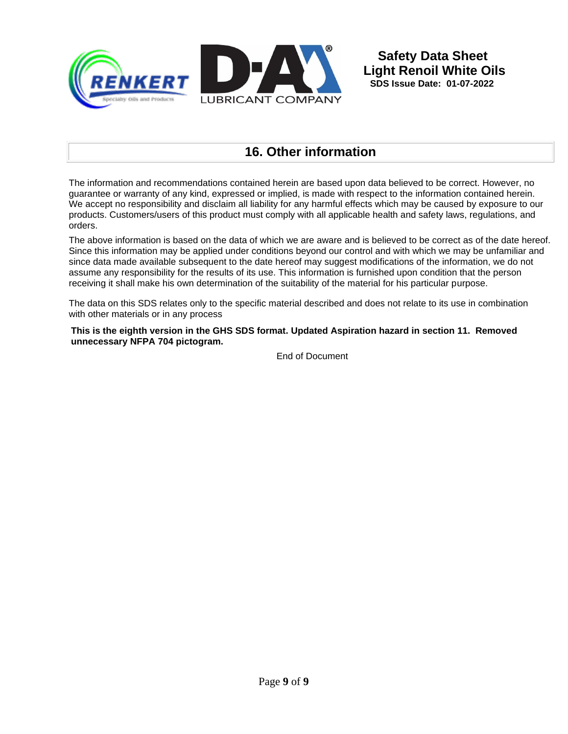## 16. Other information

The information and recommendations contained herein are based upon data believed to be correct. However, no guarantee or warranty of any kind, expressed or implied, is made with respect to the information contained herein. We accept no responsibility and disclaim all liability for any harmful effects which may be caused by exposure to our products. Customers/users of this product must comply with all applicable health and safety laws, regulations, and orders.

The above information is based on the data of which we are aware and is believed to be correct as of the date hereof. Since this information may be applied under conditions beyond our control and with which we may be unfamiliar and since data made available subsequent to the date hereof may suggest modifications of the information, we do not assume any responsibility for the results of its use. This information is furnished upon condition that the person receiving it shall make his own determination of the suitability of the material for his particular purpose.

The data on this SDS relates only to the specific material described and does not relate to its use in combination with other materials or in any process

**This is the eighth version in the GHS SDS format. Updated Aspiration hazard in section 11. Removed unnecessary NFPA 704 pictogram.**

End of Document